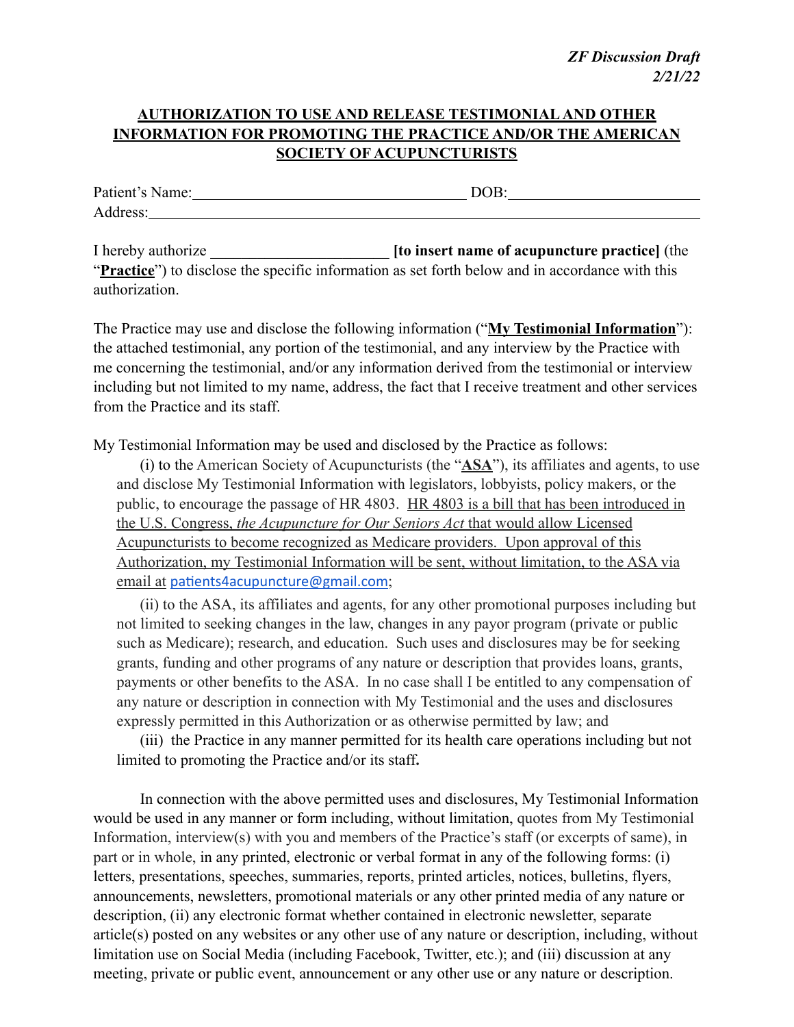*ZF Discussion Draft*
*2/21/22*

# AUTHORIZATION TO USE AND RELEASE TESTIMONIAL AND OTHER INFORMATION FOR PROMOTING THE PRACTICE AND/OR THE AMERICAN SOCIETY OF ACUPUNCTURISTS

Patient's Name:___________________________________ DOB:________________________
Address:___________________________________________________________________________

I hereby authorize _______________________ **[to insert name of acupuncture practice]** (the "**Practice**") to disclose the specific information as set forth below and in accordance with this authorization.

The Practice may use and disclose the following information ("**My Testimonial Information**"): the attached testimonial, any portion of the testimonial, and any interview by the Practice with me concerning the testimonial, and/or any information derived from the testimonial or interview including but not limited to my name, address, the fact that I receive treatment and other services from the Practice and its staff.

My Testimonial Information may be used and disclosed by the Practice as follows:

(i) to the American Society of Acupuncturists (the "**ASA**"), its affiliates and agents, to use and disclose My Testimonial Information with legislators, lobbyists, policy makers, or the public, to encourage the passage of HR 4803. HR 4803 is a bill that has been introduced in the U.S. Congress, *the Acupuncture for Our Seniors Act* that would allow Licensed Acupuncturists to become recognized as Medicare providers. Upon approval of this Authorization, my Testimonial Information will be sent, without limitation, to the ASA via email at patients4acupuncture@gmail.com;

(ii) to the ASA, its affiliates and agents, for any other promotional purposes including but not limited to seeking changes in the law, changes in any payor program (private or public such as Medicare); research, and education. Such uses and disclosures may be for seeking grants, funding and other programs of any nature or description that provides loans, grants, payments or other benefits to the ASA. In no case shall I be entitled to any compensation of any nature or description in connection with My Testimonial and the uses and disclosures expressly permitted in this Authorization or as otherwise permitted by law; and

(iii) the Practice in any manner permitted for its health care operations including but not limited to promoting the Practice and/or its staff.

In connection with the above permitted uses and disclosures, My Testimonial Information would be used in any manner or form including, without limitation, quotes from My Testimonial Information, interview(s) with you and members of the Practice's staff (or excerpts of same), in part or in whole, in any printed, electronic or verbal format in any of the following forms: (i) letters, presentations, speeches, summaries, reports, printed articles, notices, bulletins, flyers, announcements, newsletters, promotional materials or any other printed media of any nature or description, (ii) any electronic format whether contained in electronic newsletter, separate article(s) posted on any websites or any other use of any nature or description, including, without limitation use on Social Media (including Facebook, Twitter, etc.); and (iii) discussion at any meeting, private or public event, announcement or any other use or any nature or description.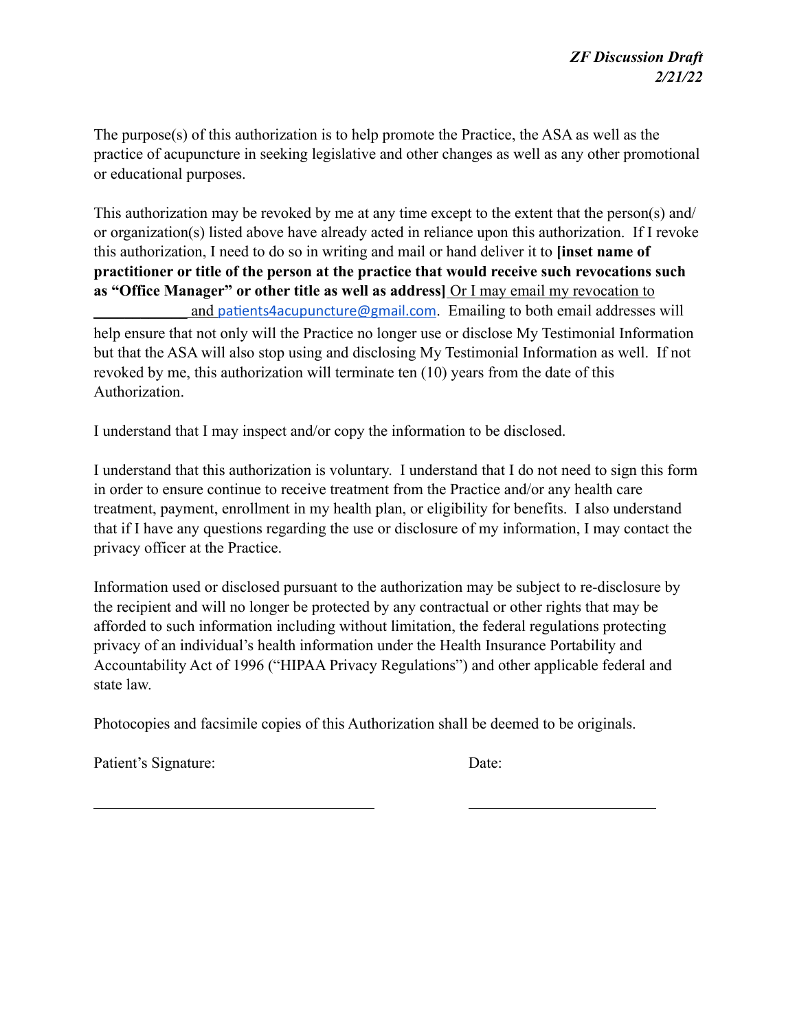*ZF Discussion Draft*
*2/21/22*

The purpose(s) of this authorization is to help promote the Practice, the ASA as well as the practice of acupuncture in seeking legislative and other changes as well as any other promotional or educational purposes.

This authorization may be revoked by me at any time except to the extent that the person(s) and/or organization(s) listed above have already acted in reliance upon this authorization. If I revoke this authorization, I need to do so in writing and mail or hand deliver it to **[inset name of practitioner or title of the person at the practice that would receive such revocations such as "Office Manager" or other title as well as address]** Or I may email my revocation to ____________ and patients4acupuncture@gmail.com. Emailing to both email addresses will help ensure that not only will the Practice no longer use or disclose My Testimonial Information but that the ASA will also stop using and disclosing My Testimonial Information as well. If not revoked by me, this authorization will terminate ten (10) years from the date of this Authorization.

I understand that I may inspect and/or copy the information to be disclosed.

I understand that this authorization is voluntary. I understand that I do not need to sign this form in order to ensure continue to receive treatment from the Practice and/or any health care treatment, payment, enrollment in my health plan, or eligibility for benefits. I also understand that if I have any questions regarding the use or disclosure of my information, I may contact the privacy officer at the Practice.

Information used or disclosed pursuant to the authorization may be subject to re-disclosure by the recipient and will no longer be protected by any contractual or other rights that may be afforded to such information including without limitation, the federal regulations protecting privacy of an individual's health information under the Health Insurance Portability and Accountability Act of 1996 ("HIPAA Privacy Regulations") and other applicable federal and state law.

Photocopies and facsimile copies of this Authorization shall be deemed to be originals.

Patient's Signature: ________________________ Date: ________________